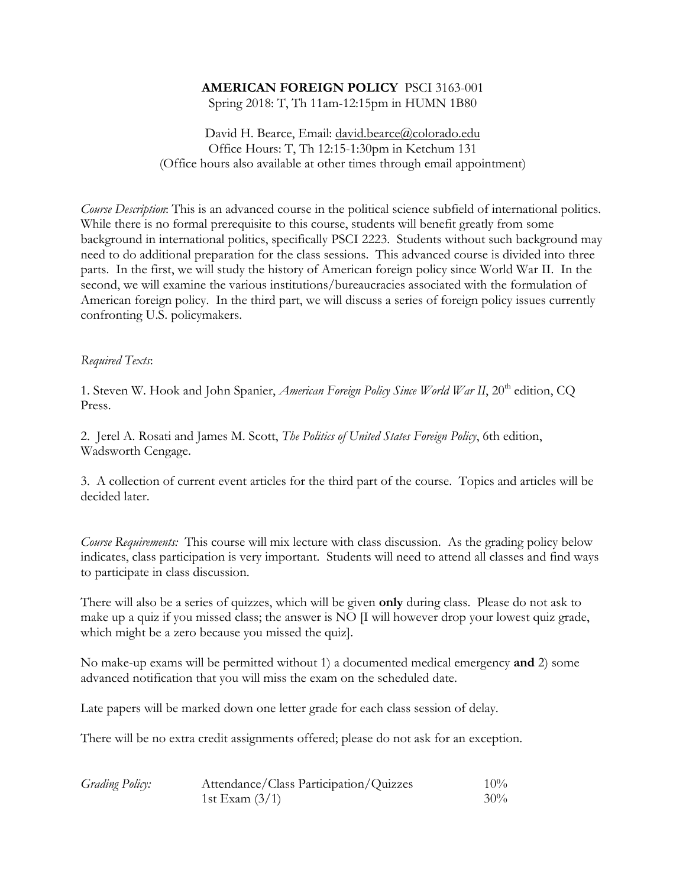**AMERICAN FOREIGN POLICY** PSCI 3163-001
Spring 2018: T, Th 11am-12:15pm in HUMN 1B80

David H. Bearce, Email: david.bearce@colorado.edu
Office Hours: T, Th 12:15-1:30pm in Ketchum 131
(Office hours also available at other times through email appointment)

*Course Description*: This is an advanced course in the political science subfield of international politics. While there is no formal prerequisite to this course, students will benefit greatly from some background in international politics, specifically PSCI 2223. Students without such background may need to do additional preparation for the class sessions. This advanced course is divided into three parts. In the first, we will study the history of American foreign policy since World War II. In the second, we will examine the various institutions/bureaucracies associated with the formulation of American foreign policy. In the third part, we will discuss a series of foreign policy issues currently confronting U.S. policymakers.

*Required Texts*:

1. Steven W. Hook and John Spanier, *American Foreign Policy Since World War II*, 20th edition, CQ Press.

2. Jerel A. Rosati and James M. Scott, *The Politics of United States Foreign Policy*, 6th edition, Wadsworth Cengage.

3. A collection of current event articles for the third part of the course. Topics and articles will be decided later.

*Course Requirements:* This course will mix lecture with class discussion. As the grading policy below indicates, class participation is very important. Students will need to attend all classes and find ways to participate in class discussion.

There will also be a series of quizzes, which will be given **only** during class. Please do not ask to make up a quiz if you missed class; the answer is NO [I will however drop your lowest quiz grade, which might be a zero because you missed the quiz].

No make-up exams will be permitted without 1) a documented medical emergency **and** 2) some advanced notification that you will miss the exam on the scheduled date.

Late papers will be marked down one letter grade for each class session of delay.

There will be no extra credit assignments offered; please do not ask for an exception.

| *Grading Policy:* | Attendance/Class Participation/Quizzes | 10% |
| --- | --- | --- |
| | 1st Exam (3/1) | 30% |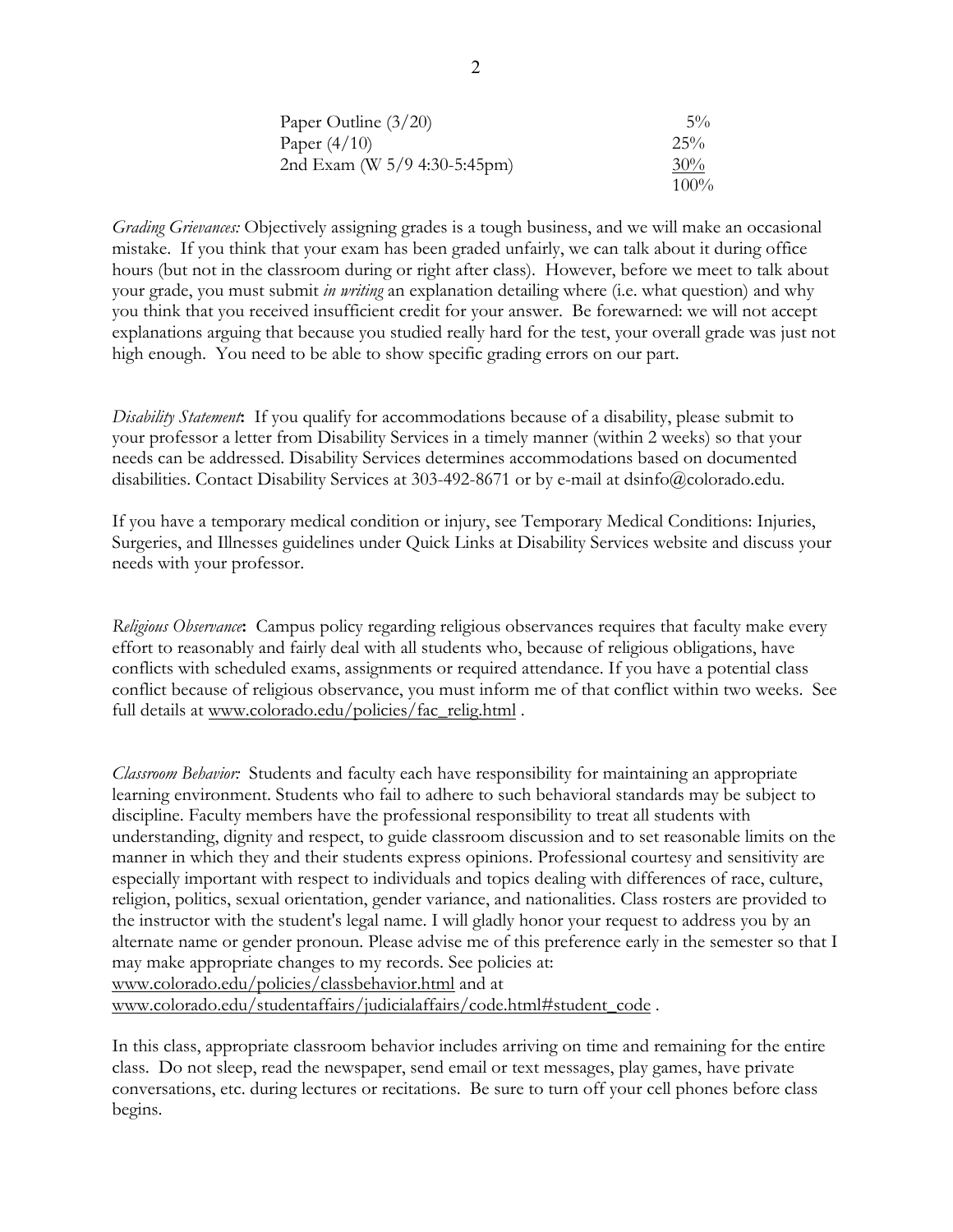| | |
|---|---|
| Paper Outline (3/20) | 5% |
| Paper (4/10) | 25% |
| 2nd Exam (W 5/9 4:30-5:45pm) | 30% |
| | 100% |

*Grading Grievances:* Objectively assigning grades is a tough business, and we will make an occasional mistake. If you think that your exam has been graded unfairly, we can talk about it during office hours (but not in the classroom during or right after class). However, before we meet to talk about your grade, you must submit *in writing* an explanation detailing where (i.e. what question) and why you think that you received insufficient credit for your answer. Be forewarned: we will not accept explanations arguing that because you studied really hard for the test, your overall grade was just not high enough. You need to be able to show specific grading errors on our part.

*Disability Statement*: If you qualify for accommodations because of a disability, please submit to your professor a letter from Disability Services in a timely manner (within 2 weeks) so that your needs can be addressed. Disability Services determines accommodations based on documented disabilities. Contact Disability Services at 303-492-8671 or by e-mail at dsinfo@colorado.edu.

If you have a temporary medical condition or injury, see Temporary Medical Conditions: Injuries, Surgeries, and Illnesses guidelines under Quick Links at Disability Services website and discuss your needs with your professor.

*Religious Observance*: Campus policy regarding religious observances requires that faculty make every effort to reasonably and fairly deal with all students who, because of religious obligations, have conflicts with scheduled exams, assignments or required attendance. If you have a potential class conflict because of religious observance, you must inform me of that conflict within two weeks. See full details at www.colorado.edu/policies/fac_relig.html .

*Classroom Behavior:* Students and faculty each have responsibility for maintaining an appropriate learning environment. Students who fail to adhere to such behavioral standards may be subject to discipline. Faculty members have the professional responsibility to treat all students with understanding, dignity and respect, to guide classroom discussion and to set reasonable limits on the manner in which they and their students express opinions. Professional courtesy and sensitivity are especially important with respect to individuals and topics dealing with differences of race, culture, religion, politics, sexual orientation, gender variance, and nationalities. Class rosters are provided to the instructor with the student's legal name. I will gladly honor your request to address you by an alternate name or gender pronoun. Please advise me of this preference early in the semester so that I may make appropriate changes to my records. See policies at: www.colorado.edu/policies/classbehavior.html and at www.colorado.edu/studentaffairs/judicialaffairs/code.html#student_code .

In this class, appropriate classroom behavior includes arriving on time and remaining for the entire class. Do not sleep, read the newspaper, send email or text messages, play games, have private conversations, etc. during lectures or recitations. Be sure to turn off your cell phones before class begins.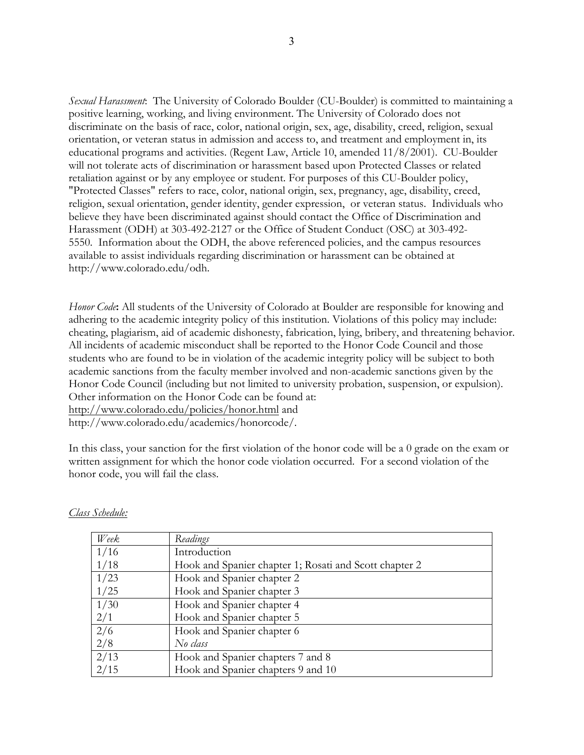*Sexual Harassment*: The University of Colorado Boulder (CU-Boulder) is committed to maintaining a positive learning, working, and living environment. The University of Colorado does not discriminate on the basis of race, color, national origin, sex, age, disability, creed, religion, sexual orientation, or veteran status in admission and access to, and treatment and employment in, its educational programs and activities. (Regent Law, Article 10, amended 11/8/2001). CU-Boulder will not tolerate acts of discrimination or harassment based upon Protected Classes or related retaliation against or by any employee or student. For purposes of this CU-Boulder policy, "Protected Classes" refers to race, color, national origin, sex, pregnancy, age, disability, creed, religion, sexual orientation, gender identity, gender expression, or veteran status. Individuals who believe they have been discriminated against should contact the Office of Discrimination and Harassment (ODH) at 303-492-2127 or the Office of Student Conduct (OSC) at 303-492-5550. Information about the ODH, the above referenced policies, and the campus resources available to assist individuals regarding discrimination or harassment can be obtained at http://www.colorado.edu/odh.

*Honor Code*: All students of the University of Colorado at Boulder are responsible for knowing and adhering to the academic integrity policy of this institution. Violations of this policy may include: cheating, plagiarism, aid of academic dishonesty, fabrication, lying, bribery, and threatening behavior. All incidents of academic misconduct shall be reported to the Honor Code Council and those students who are found to be in violation of the academic integrity policy will be subject to both academic sanctions from the faculty member involved and non-academic sanctions given by the Honor Code Council (including but not limited to university probation, suspension, or expulsion). Other information on the Honor Code can be found at:
http://www.colorado.edu/policies/honor.html and
http://www.colorado.edu/academics/honorcode/.

In this class, your sanction for the first violation of the honor code will be a 0 grade on the exam or written assignment for which the honor code violation occurred. For a second violation of the honor code, you will fail the class.

*Class Schedule:*

| *Week* | *Readings* |
|---|---|
| 1/16 | Introduction |
| 1/18 | Hook and Spanier chapter 1; Rosati and Scott chapter 2 |
| 1/23 | Hook and Spanier chapter 2 |
| 1/25 | Hook and Spanier chapter 3 |
| 1/30 | Hook and Spanier chapter 4 |
| 2/1 | Hook and Spanier chapter 5 |
| 2/6 | Hook and Spanier chapter 6 |
| 2/8 | *No class* |
| 2/13 | Hook and Spanier chapters 7 and 8 |
| 2/15 | Hook and Spanier chapters 9 and 10 |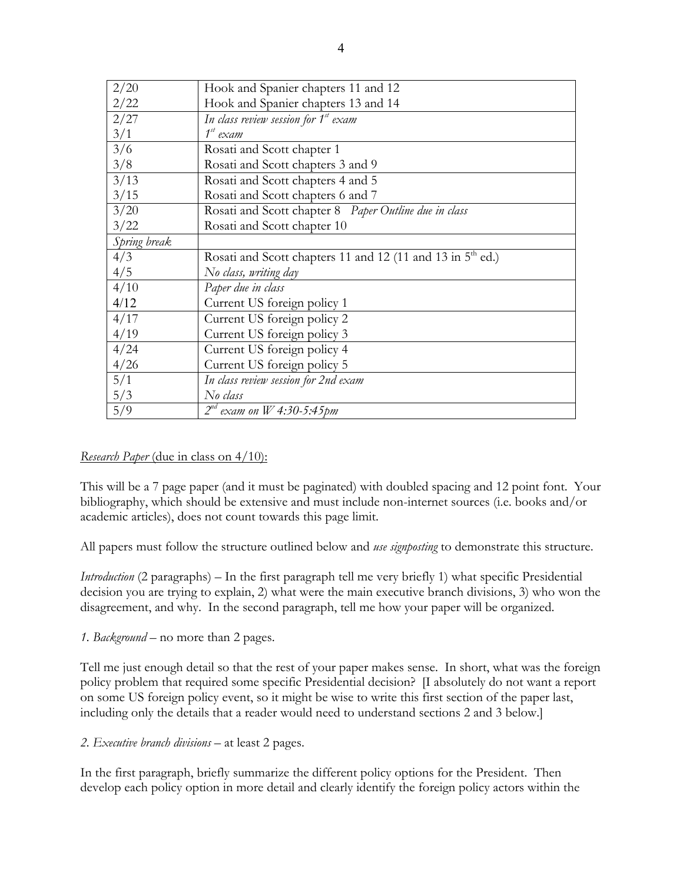| | |
|---|---|
| 2/20 | Hook and Spanier chapters 11 and 12 |
| 2/22 | Hook and Spanier chapters 13 and 14 |
| 2/27 | *In class review session for 1st exam* |
| 3/1 | *1st exam* |
| 3/6 | Rosati and Scott chapter 1 |
| 3/8 | Rosati and Scott chapters 3 and 9 |
| 3/13 | Rosati and Scott chapters 4 and 5 |
| 3/15 | Rosati and Scott chapters 6 and 7 |
| 3/20 | Rosati and Scott chapter 8 *Paper Outline due in class* |
| 3/22 | Rosati and Scott chapter 10 |
| *Spring break* | |
| 4/3 | Rosati and Scott chapters 11 and 12 (11 and 13 in 5th ed.) |
| 4/5 | *No class, writing day* |
| 4/10 | *Paper due in class* |
| 4/12 | Current US foreign policy 1 |
| 4/17 | Current US foreign policy 2 |
| 4/19 | Current US foreign policy 3 |
| 4/24 | Current US foreign policy 4 |
| 4/26 | Current US foreign policy 5 |
| 5/1 | *In class review session for 2nd exam* |
| 5/3 | *No class* |
| 5/9 | *2nd exam on W 4:30-5:45pm* |

*Research Paper* (due in class on 4/10):

This will be a 7 page paper (and it must be paginated) with doubled spacing and 12 point font. Your bibliography, which should be extensive and must include non-internet sources (i.e. books and/or academic articles), does not count towards this page limit.

All papers must follow the structure outlined below and *use signposting* to demonstrate this structure.

*Introduction* (2 paragraphs) – In the first paragraph tell me very briefly 1) what specific Presidential decision you are trying to explain, 2) what were the main executive branch divisions, 3) who won the disagreement, and why. In the second paragraph, tell me how your paper will be organized.

*1. Background* – no more than 2 pages.

Tell me just enough detail so that the rest of your paper makes sense. In short, what was the foreign policy problem that required some specific Presidential decision? [I absolutely do not want a report on some US foreign policy event, so it might be wise to write this first section of the paper last, including only the details that a reader would need to understand sections 2 and 3 below.]

*2. Executive branch divisions* – at least 2 pages.

In the first paragraph, briefly summarize the different policy options for the President. Then develop each policy option in more detail and clearly identify the foreign policy actors within the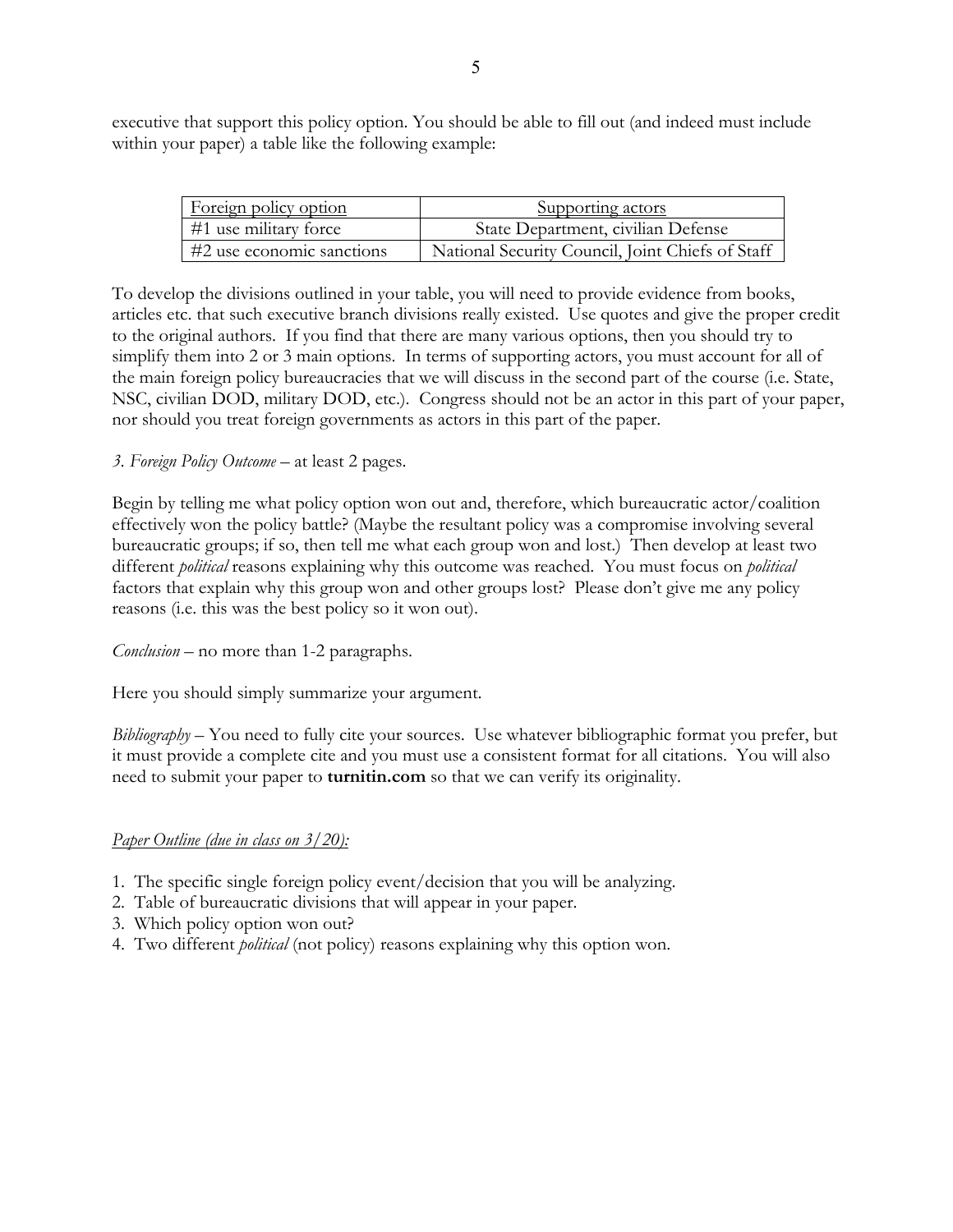executive that support this policy option. You should be able to fill out (and indeed must include within your paper) a table like the following example:

| Foreign policy option | Supporting actors |
|---|---|
| #1 use military force | State Department, civilian Defense |
| #2 use economic sanctions | National Security Council, Joint Chiefs of Staff |

To develop the divisions outlined in your table, you will need to provide evidence from books, articles etc. that such executive branch divisions really existed. Use quotes and give the proper credit to the original authors. If you find that there are many various options, then you should try to simplify them into 2 or 3 main options. In terms of supporting actors, you must account for all of the main foreign policy bureaucracies that we will discuss in the second part of the course (i.e. State, NSC, civilian DOD, military DOD, etc.). Congress should not be an actor in this part of your paper, nor should you treat foreign governments as actors in this part of the paper.

*3. Foreign Policy Outcome* – at least 2 pages.

Begin by telling me what policy option won out and, therefore, which bureaucratic actor/coalition effectively won the policy battle? (Maybe the resultant policy was a compromise involving several bureaucratic groups; if so, then tell me what each group won and lost.) Then develop at least two different *political* reasons explaining why this outcome was reached. You must focus on *political* factors that explain why this group won and other groups lost? Please don't give me any policy reasons (i.e. this was the best policy so it won out).

*Conclusion* – no more than 1-2 paragraphs.

Here you should simply summarize your argument.

*Bibliography* – You need to fully cite your sources. Use whatever bibliographic format you prefer, but it must provide a complete cite and you must use a consistent format for all citations. You will also need to submit your paper to **turnitin.com** so that we can verify its originality.

*Paper Outline (due in class on 3/20):*

1. The specific single foreign policy event/decision that you will be analyzing.
2. Table of bureaucratic divisions that will appear in your paper.
3. Which policy option won out?
4. Two different *political* (not policy) reasons explaining why this option won.